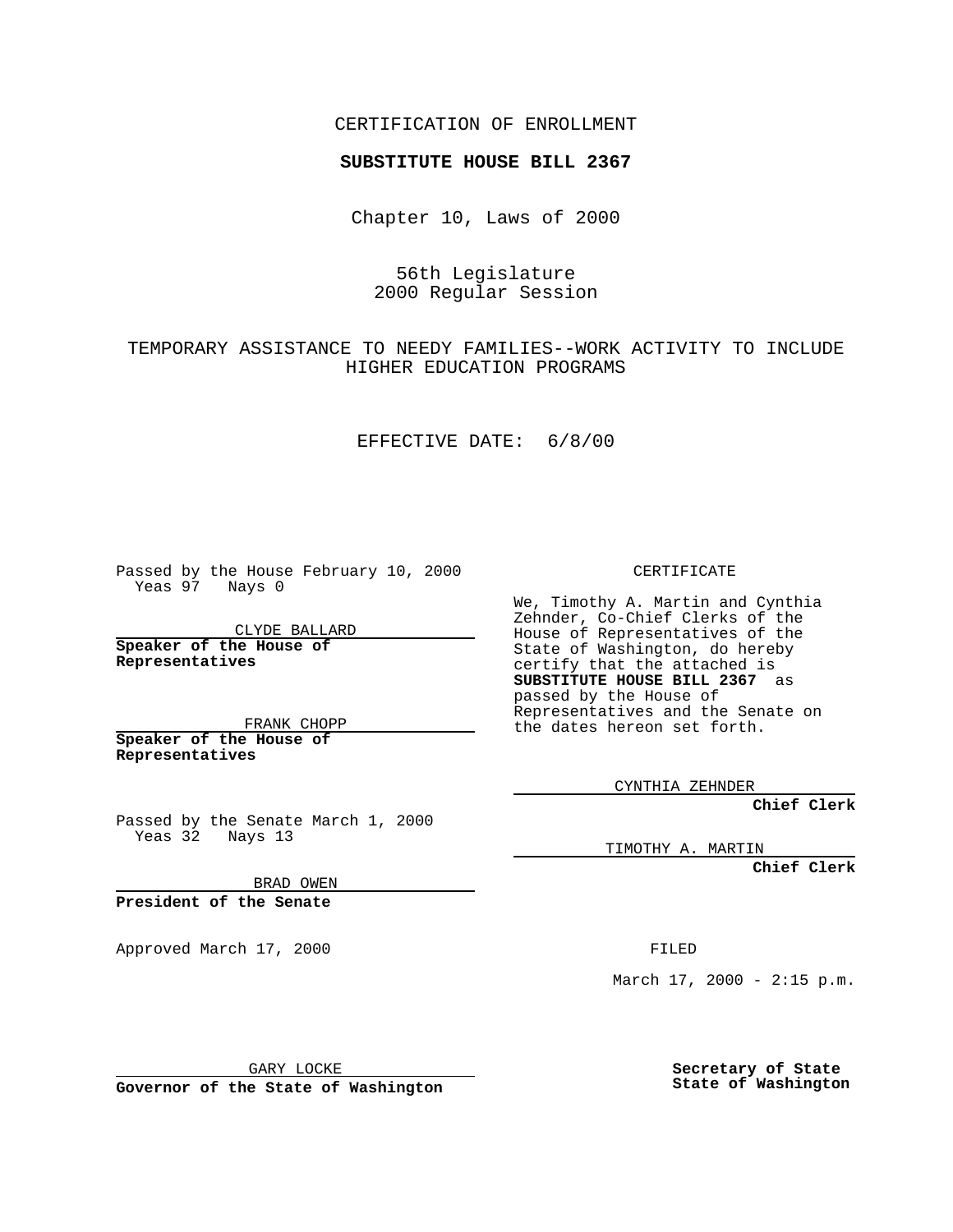CERTIFICATION OF ENROLLMENT

**SUBSTITUTE HOUSE BILL 2367**

Chapter 10, Laws of 2000

56th Legislature
2000 Regular Session

TEMPORARY ASSISTANCE TO NEEDY FAMILIES--WORK ACTIVITY TO INCLUDE HIGHER EDUCATION PROGRAMS

EFFECTIVE DATE: 6/8/00

Passed by the House February 10, 2000
Yeas 97 Nays 0

CLYDE BALLARD
**Speaker of the House of Representatives**

FRANK CHOPP
**Speaker of the House of Representatives**

Passed by the Senate March 1, 2000
Yeas 32 Nays 13

BRAD OWEN
**President of the Senate**

Approved March 17, 2000

GARY LOCKE
**Governor of the State of Washington**

CERTIFICATE

We, Timothy A. Martin and Cynthia Zehnder, Co-Chief Clerks of the House of Representatives of the State of Washington, do hereby certify that the attached is **SUBSTITUTE HOUSE BILL 2367** as passed by the House of Representatives and the Senate on the dates hereon set forth.

CYNTHIA ZEHNDER
**Chief Clerk**

TIMOTHY A. MARTIN
**Chief Clerk**

FILED

March 17, 2000 - 2:15 p.m.

**Secretary of State**
**State of Washington**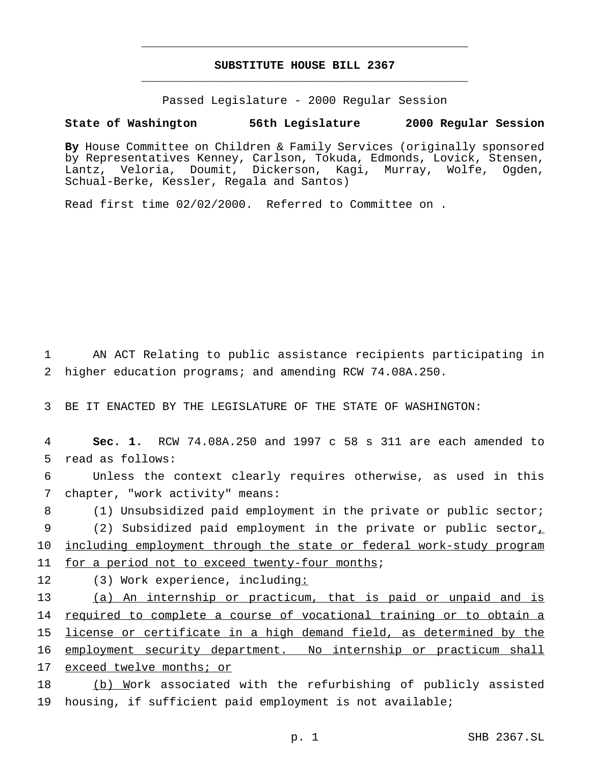# SUBSTITUTE HOUSE BILL 2367

Passed Legislature - 2000 Regular Session

**State of Washington 56th Legislature 2000 Regular Session**

**By** House Committee on Children & Family Services (originally sponsored by Representatives Kenney, Carlson, Tokuda, Edmonds, Lovick, Stensen, Lantz, Veloria, Doumit, Dickerson, Kagi, Murray, Wolfe, Ogden, Schual-Berke, Kessler, Regala and Santos)

Read first time 02/02/2000. Referred to Committee on .

AN ACT Relating to public assistance recipients participating in higher education programs; and amending RCW 74.08A.250.

BE IT ENACTED BY THE LEGISLATURE OF THE STATE OF WASHINGTON:

**Sec. 1.** RCW 74.08A.250 and 1997 c 58 s 311 are each amended to read as follows:

Unless the context clearly requires otherwise, as used in this chapter, "work activity" means:

(1) Unsubsidized paid employment in the private or public sector;

(2) Subsidized paid employment in the private or public sector, including employment through the state or federal work-study program for a period not to exceed twenty-four months;

(3) Work experience, including:

(a) An internship or practicum, that is paid or unpaid and is required to complete a course of vocational training or to obtain a license or certificate in a high demand field, as determined by the employment security department. No internship or practicum shall exceed twelve months; or

(b) Work associated with the refurbishing of publicly assisted housing, if sufficient paid employment is not available;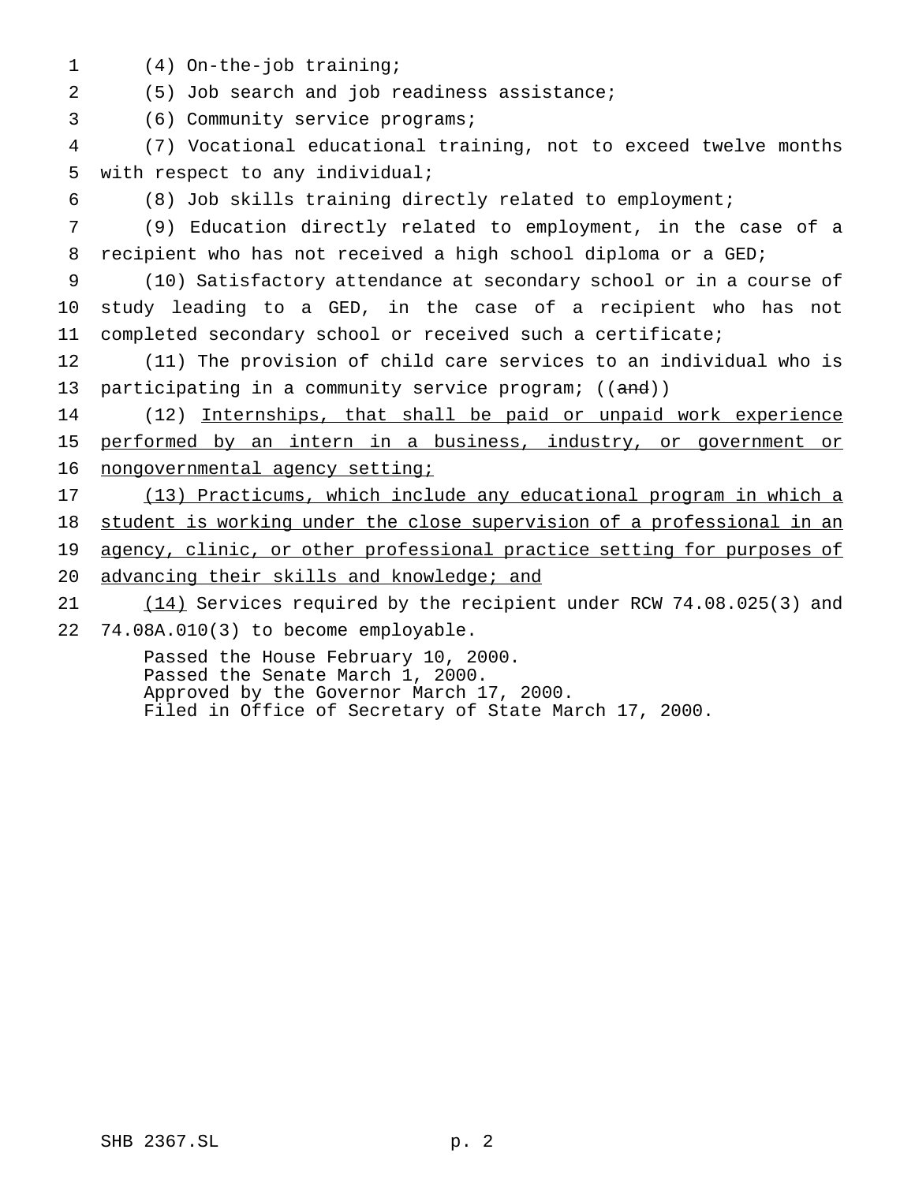(4) On-the-job training;

(5) Job search and job readiness assistance;

(6) Community service programs;

(7) Vocational educational training, not to exceed twelve months with respect to any individual;

(8) Job skills training directly related to employment;

(9) Education directly related to employment, in the case of a recipient who has not received a high school diploma or a GED;

(10) Satisfactory attendance at secondary school or in a course of study leading to a GED, in the case of a recipient who has not completed secondary school or received such a certificate;

(11) The provision of child care services to an individual who is participating in a community service program; ((~~and~~))

(12) <u>Internships, that shall be paid or unpaid work experience performed by an intern in a business, industry, or government or nongovernmental agency setting;</u>

<u>(13) Practicums, which include any educational program in which a student is working under the close supervision of a professional in an agency, clinic, or other professional practice setting for purposes of advancing their skills and knowledge; and</u>

<u>(14)</u> Services required by the recipient under RCW 74.08.025(3) and 74.08A.010(3) to become employable.

Passed the House February 10, 2000.
Passed the Senate March 1, 2000.
Approved by the Governor March 17, 2000.
Filed in Office of Secretary of State March 17, 2000.